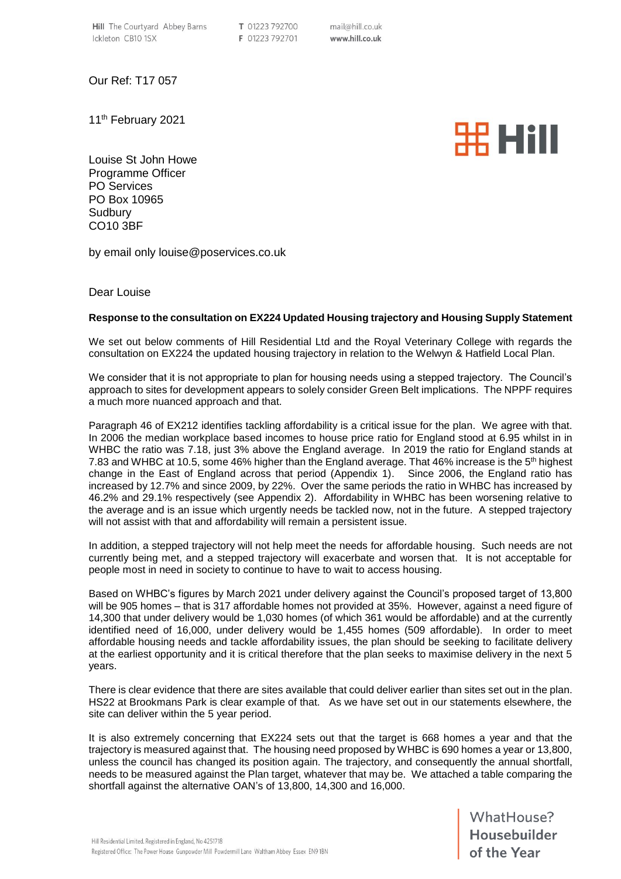Hill The Courtyard Abbey Barns
Ickleton CB10 1SX

T 01223 792700
F 01223 792701

mail@hill.co.uk
www.hill.co.uk

Our Ref: T17 057

11th February 2021

Louise St John Howe
Programme Officer
PO Services
PO Box 10965
Sudbury
CO10 3BF

by email only louise@poservices.co.uk

Dear Louise

**Response to the consultation on EX224 Updated Housing trajectory and Housing Supply Statement**

We set out below comments of Hill Residential Ltd and the Royal Veterinary College with regards the consultation on EX224 the updated housing trajectory in relation to the Welwyn & Hatfield Local Plan.

We consider that it is not appropriate to plan for housing needs using a stepped trajectory. The Council's approach to sites for development appears to solely consider Green Belt implications. The NPPF requires a much more nuanced approach and that.

Paragraph 46 of EX212 identifies tackling affordability is a critical issue for the plan. We agree with that. In 2006 the median workplace based incomes to house price ratio for England stood at 6.95 whilst in in WHBC the ratio was 7.18, just 3% above the England average. In 2019 the ratio for England stands at 7.83 and WHBC at 10.5, some 46% higher than the England average. That 46% increase is the 5th highest change in the East of England across that period (Appendix 1). Since 2006, the England ratio has increased by 12.7% and since 2009, by 22%. Over the same periods the ratio in WHBC has increased by 46.2% and 29.1% respectively (see Appendix 2). Affordability in WHBC has been worsening relative to the average and is an issue which urgently needs be tackled now, not in the future. A stepped trajectory will not assist with that and affordability will remain a persistent issue.

In addition, a stepped trajectory will not help meet the needs for affordable housing. Such needs are not currently being met, and a stepped trajectory will exacerbate and worsen that. It is not acceptable for people most in need in society to continue to have to wait to access housing.

Based on WHBC's figures by March 2021 under delivery against the Council's proposed target of 13,800 will be 905 homes – that is 317 affordable homes not provided at 35%. However, against a need figure of 14,300 that under delivery would be 1,030 homes (of which 361 would be affordable) and at the currently identified need of 16,000, under delivery would be 1,455 homes (509 affordable). In order to meet affordable housing needs and tackle affordability issues, the plan should be seeking to facilitate delivery at the earliest opportunity and it is critical therefore that the plan seeks to maximise delivery in the next 5 years.

There is clear evidence that there are sites available that could deliver earlier than sites set out in the plan. HS22 at Brookmans Park is clear example of that. As we have set out in our statements elsewhere, the site can deliver within the 5 year period.

It is also extremely concerning that EX224 sets out that the target is 668 homes a year and that the trajectory is measured against that. The housing need proposed by WHBC is 690 homes a year or 13,800, unless the council has changed its position again. The trajectory, and consequently the annual shortfall, needs to be measured against the Plan target, whatever that may be. We attached a table comparing the shortfall against the alternative OAN's of 13,800, 14,300 and 16,000.

WhatHouse? Housebuilder of the Year

Hill Residential Limited. Registered in England, No 4251718
Registered Office: The Power House Gunpowder Mill Powdermill Lane Waltham Abbey Essex EN9 1BN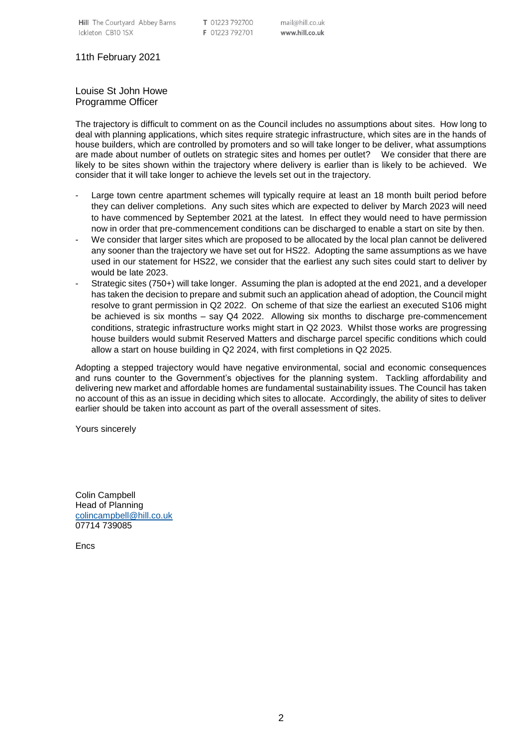Hill The Courtyard Abbey Barns Ickleton CB10 1SX
T 01223 792700
F 01223 792701
mail@hill.co.uk
www.hill.co.uk

11th February 2021

Louise St John Howe
Programme Officer

The trajectory is difficult to comment on as the Council includes no assumptions about sites. How long to deal with planning applications, which sites require strategic infrastructure, which sites are in the hands of house builders, which are controlled by promoters and so will take longer to be deliver, what assumptions are made about number of outlets on strategic sites and homes per outlet? We consider that there are likely to be sites shown within the trajectory where delivery is earlier than is likely to be achieved. We consider that it will take longer to achieve the levels set out in the trajectory.

- Large town centre apartment schemes will typically require at least an 18 month built period before they can deliver completions. Any such sites which are expected to deliver by March 2023 will need to have commenced by September 2021 at the latest. In effect they would need to have permission now in order that pre-commencement conditions can be discharged to enable a start on site by then.
- We consider that larger sites which are proposed to be allocated by the local plan cannot be delivered any sooner than the trajectory we have set out for HS22. Adopting the same assumptions as we have used in our statement for HS22, we consider that the earliest any such sites could start to deliver by would be late 2023.
- Strategic sites (750+) will take longer. Assuming the plan is adopted at the end 2021, and a developer has taken the decision to prepare and submit such an application ahead of adoption, the Council might resolve to grant permission in Q2 2022. On scheme of that size the earliest an executed S106 might be achieved is six months – say Q4 2022. Allowing six months to discharge pre-commencement conditions, strategic infrastructure works might start in Q2 2023. Whilst those works are progressing house builders would submit Reserved Matters and discharge parcel specific conditions which could allow a start on house building in Q2 2024, with first completions in Q2 2025.

Adopting a stepped trajectory would have negative environmental, social and economic consequences and runs counter to the Government's objectives for the planning system. Tackling affordability and delivering new market and affordable homes are fundamental sustainability issues. The Council has taken no account of this as an issue in deciding which sites to allocate. Accordingly, the ability of sites to deliver earlier should be taken into account as part of the overall assessment of sites.

Yours sincerely

Colin Campbell
Head of Planning
colincampbell@hill.co.uk
07714 739085

Encs